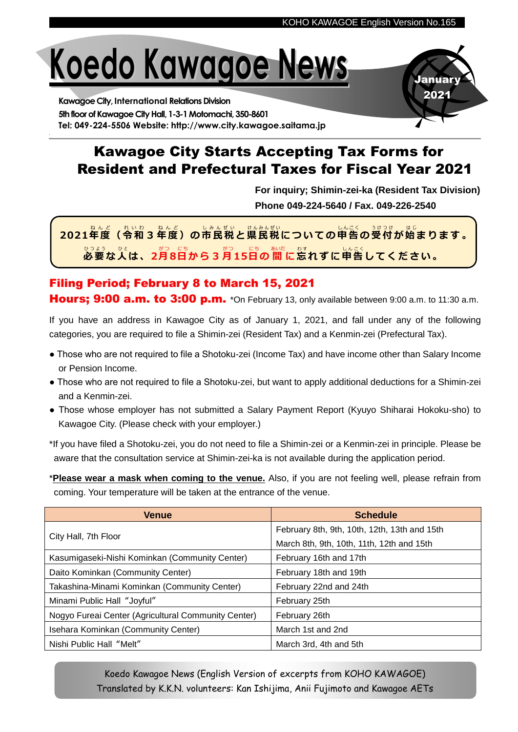# Koedo Kawagoe News

January 2021

Kawagoe City, International Relations Division
5th floor of Kawagoe City Hall, 1-3-1 Motomachi, 350-8601
Tel: 049-224-5506 Website: http://www.city.kawagoe.saitama.jp

## Kawagoe City Starts Accepting Tax Forms for Resident and Prefectural Taxes for Fiscal Year 2021

**For inquiry; Shimin-zei-ka (Resident Tax Division)**
**Phone 049-224-5640 / Fax. 049-226-2540**

**2021年度（令和３年度）の市民税と県民税についての申告の受付が始まります。**
**必要な人は、2月8日から３月15日の間に忘れずに申告してください。**

### Filing Period; February 8 to March 15, 2021

### Hours; 9:00 a.m. to 3:00 p.m.

*On February 13, only available between 9:00 a.m. to 11:30 a.m.

If you have an address in Kawagoe City as of January 1, 2021, and fall under any of the following categories, you are required to file a Shimin-zei (Resident Tax) and a Kenmin-zei (Prefectural Tax).

- Those who are not required to file a Shotoku-zei (Income Tax) and have income other than Salary Income or Pension Income.
- Those who are not required to file a Shotoku-zei, but want to apply additional deductions for a Shimin-zei and a Kenmin-zei.
- Those whose employer has not submitted a Salary Payment Report (Kyuyo Shiharai Hokoku-sho) to Kawagoe City. (Please check with your employer.)

*If you have filed a Shotoku-zei, you do not need to file a Shimin-zei or a Kenmin-zei in principle. Please be aware that the consultation service at Shimin-zei-ka is not available during the application period.

*<u>**Please wear a mask when coming to the venue.**</u> Also, if you are not feeling well, please refrain from coming. Your temperature will be taken at the entrance of the venue.

| Venue | Schedule |
|---|---|
| City Hall, 7th Floor | February 8th, 9th, 10th, 12th, 13th and 15th<br>March 8th, 9th, 10th, 11th, 12th and 15th |
| Kasumigaseki-Nishi Kominkan (Community Center) | February 16th and 17th |
| Daito Kominkan (Community Center) | February 18th and 19th |
| Takashina-Minami Kominkan (Community Center) | February 22nd and 24th |
| Minami Public Hall “Joyful” | February 25th |
| Nogyo Fureai Center (Agricultural Community Center) | February 26th |
| Isehara Kominkan (Community Center) | March 1st and 2nd |
| Nishi Public Hall “Melt” | March 3rd, 4th and 5th |

Koedo Kawagoe News (English Version of excerpts from KOHO KAWAGOE)
Translated by K.K.N. volunteers: Kan Ishijima, Anii Fujimoto and Kawagoe AETs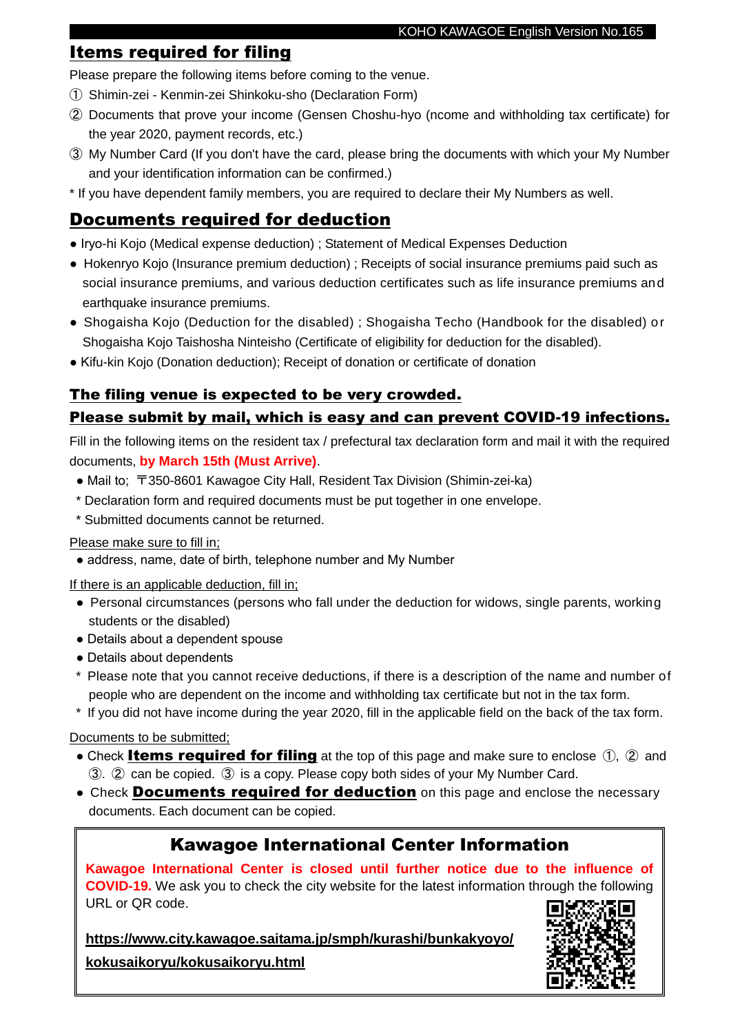## Items required for filing

Please prepare the following items before coming to the venue.

① Shimin-zei - Kenmin-zei Shinkoku-sho (Declaration Form)

② Documents that prove your income (Gensen Choshu-hyo (ncome and withholding tax certificate) for the year 2020, payment records, etc.)

③ My Number Card (If you don't have the card, please bring the documents with which your My Number and your identification information can be confirmed.)

* If you have dependent family members, you are required to declare their My Numbers as well.

## Documents required for deduction

- Iryo-hi Kojo (Medical expense deduction) ; Statement of Medical Expenses Deduction
- Hokenryo Kojo (Insurance premium deduction) ; Receipts of social insurance premiums paid such as social insurance premiums, and various deduction certificates such as life insurance premiums and earthquake insurance premiums.
- Shogaisha Kojo (Deduction for the disabled) ; Shogaisha Techo (Handbook for the disabled) or Shogaisha Kojo Taishosha Ninteisho (Certificate of eligibility for deduction for the disabled).
- Kifu-kin Kojo (Donation deduction); Receipt of donation or certificate of donation

## The filing venue is expected to be very crowded.
## Please submit by mail, which is easy and can prevent COVID-19 infections.

Fill in the following items on the resident tax / prefectural tax declaration form and mail it with the required documents, **by March 15th (Must Arrive)**.

- Mail to; 〒350-8601 Kawagoe City Hall, Resident Tax Division (Shimin-zei-ka)

* Declaration form and required documents must be put together in one envelope.
* Submitted documents cannot be returned.

Please make sure to fill in;

- address, name, date of birth, telephone number and My Number

If there is an applicable deduction, fill in;

- Personal circumstances (persons who fall under the deduction for widows, single parents, working students or the disabled)
- Details about a dependent spouse
- Details about dependents

* Please note that you cannot receive deductions, if there is a description of the name and number of people who are dependent on the income and withholding tax certificate but not in the tax form.
* If you did not have income during the year 2020, fill in the applicable field on the back of the tax form.

Documents to be submitted;

- Check **Items required for filing** at the top of this page and make sure to enclose ①, ② and ③. ② can be copied. ③ is a copy. Please copy both sides of your My Number Card.
- Check **Documents required for deduction** on this page and enclose the necessary documents. Each document can be copied.

## Kawagoe International Center Information

**Kawagoe International Center is closed until further notice due to the influence of COVID-19.** We ask you to check the city website for the latest information through the following URL or QR code.

**https://www.city.kawagoe.saitama.jp/smph/kurashi/bunkakyoyo/kokusaikoryu/kokusaikoryu.html**